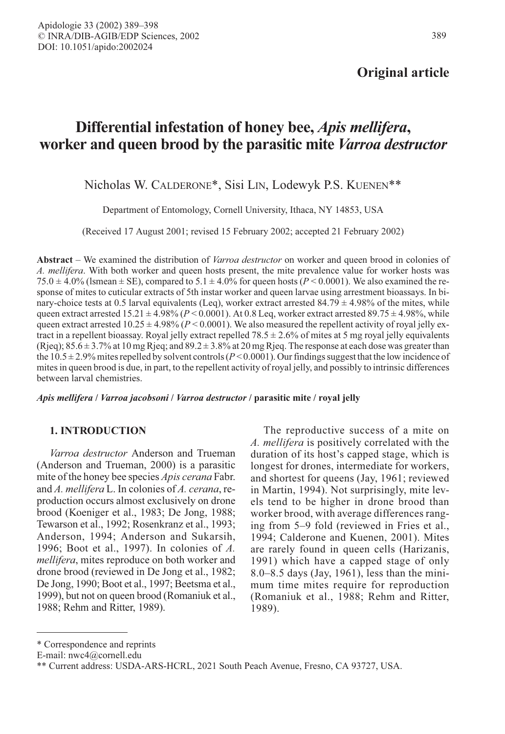Original article

# Differential infestation of honey bee, *Apis mellifera*, worker and queen brood by the parasitic mite *Varroa destructor*

Nicholas W. Calderone*, Sisi Lin, Lodewyk P.S. Kuenen**

Department of Entomology, Cornell University, Ithaca, NY 14853, USA

(Received 17 August 2001; revised 15 February 2002; accepted 21 February 2002)

**Abstract** – We examined the distribution of *Varroa destructor* on worker and queen brood in colonies of *A. mellifera*. With both worker and queen hosts present, the mite prevalence value for worker hosts was 75.0 ± 4.0% (lsmean ± SE), compared to 5.1 ± 4.0% for queen hosts ($P < 0.0001$). We also examined the response of mites to cuticular extracts of 5th instar worker and queen larvae using arrestment bioassays. In binary-choice tests at 0.5 larval equivalents (Leq), worker extract arrested 84.79 ± 4.98% of the mites, while queen extract arrested 15.21 ± 4.98% ($P < 0.0001$). At 0.8 Leq, worker extract arrested 89.75 ± 4.98%, while queen extract arrested 10.25 ± 4.98% ($P < 0.0001$). We also measured the repellent activity of royal jelly extract in a repellent bioassay. Royal jelly extract repelled 78.5 ± 2.6% of mites at 5 mg royal jelly equivalents (Rjeq); 85.6 ± 3.7% at 10 mg Rjeq; and 89.2 ± 3.8% at 20 mg Rjeq. The response at each dose was greater than the 10.5 ± 2.9% mites repelled by solvent controls ($P < 0.0001$). Our findings suggest that the low incidence of mites in queen brood is due, in part, to the repellent activity of royal jelly, and possibly to intrinsic differences between larval chemistries.

***Apis mellifera* / *Varroa jacobsoni* / *Varroa destructor* / parasitic mite / royal jelly**

## 1. INTRODUCTION

*Varroa destructor* Anderson and Trueman (Anderson and Trueman, 2000) is a parasitic mite of the honey bee species *Apis cerana* Fabr. and *A. mellifera* L. In colonies of *A. cerana*, reproduction occurs almost exclusively on drone brood (Koeniger et al., 1983; De Jong, 1988; Tewarson et al., 1992; Rosenkranz et al., 1993; Anderson, 1994; Anderson and Sukarsih, 1996; Boot et al., 1997). In colonies of *A. mellifera*, mites reproduce on both worker and drone brood (reviewed in De Jong et al., 1982; De Jong, 1990; Boot et al., 1997; Beetsma et al., 1999), but not on queen brood (Romaniuk et al., 1988; Rehm and Ritter, 1989).

The reproductive success of a mite on *A. mellifera* is positively correlated with the duration of its host's capped stage, which is longest for drones, intermediate for workers, and shortest for queens (Jay, 1961; reviewed in Martin, 1994). Not surprisingly, mite levels tend to be higher in drone brood than worker brood, with average differences ranging from 5–9 fold (reviewed in Fries et al., 1994; Calderone and Kuenen, 2001). Mites are rarely found in queen cells (Harizanis, 1991) which have a capped stage of only 8.0–8.5 days (Jay, 1961), less than the minimum time mites require for reproduction (Romaniuk et al., 1988; Rehm and Ritter, 1989).

* Correspondence and reprints
E-mail: nwc4@cornell.edu
** Current address: USDA-ARS-HCRL, 2021 South Peach Avenue, Fresno, CA 93727, USA.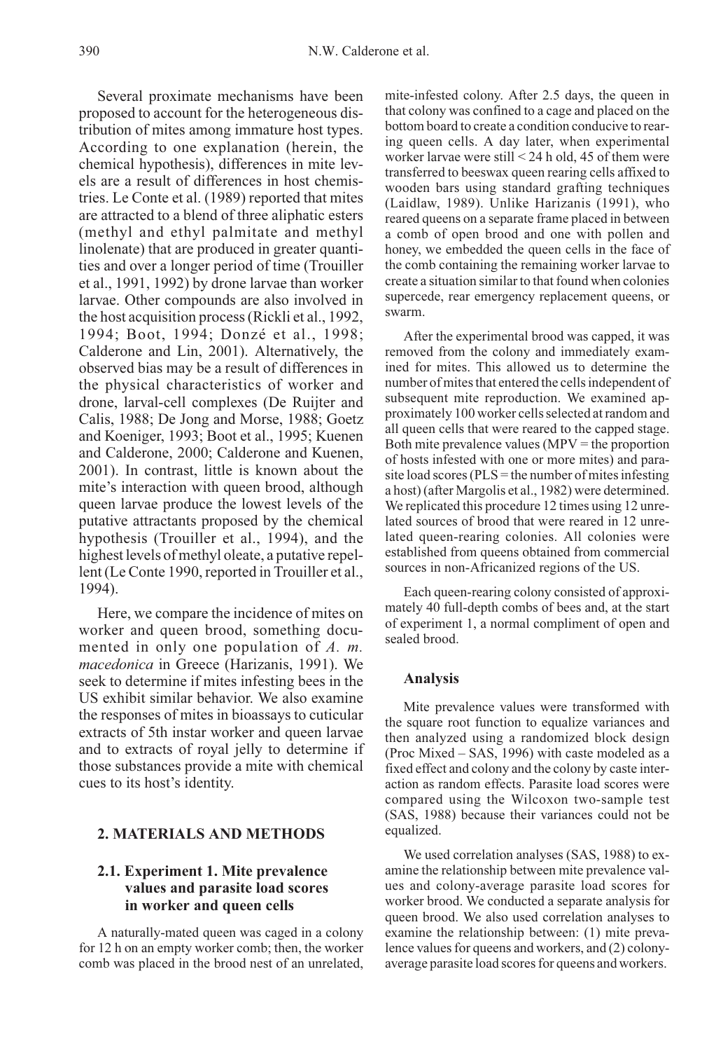Several proximate mechanisms have been proposed to account for the heterogeneous distribution of mites among immature host types. According to one explanation (herein, the chemical hypothesis), differences in mite levels are a result of differences in host chemistries. Le Conte et al. (1989) reported that mites are attracted to a blend of three aliphatic esters (methyl and ethyl palmitate and methyl linolenate) that are produced in greater quantities and over a longer period of time (Trouiller et al., 1991, 1992) by drone larvae than worker larvae. Other compounds are also involved in the host acquisition process (Rickli et al., 1992, 1994; Boot, 1994; Donzé et al., 1998; Calderone and Lin, 2001). Alternatively, the observed bias may be a result of differences in the physical characteristics of worker and drone, larval-cell complexes (De Ruijter and Calis, 1988; De Jong and Morse, 1988; Goetz and Koeniger, 1993; Boot et al., 1995; Kuenen and Calderone, 2000; Calderone and Kuenen, 2001). In contrast, little is known about the mite's interaction with queen brood, although queen larvae produce the lowest levels of the putative attractants proposed by the chemical hypothesis (Trouiller et al., 1994), and the highest levels of methyl oleate, a putative repellent (Le Conte 1990, reported in Trouiller et al., 1994).

Here, we compare the incidence of mites on worker and queen brood, something documented in only one population of *A. m. macedonica* in Greece (Harizanis, 1991). We seek to determine if mites infesting bees in the US exhibit similar behavior. We also examine the responses of mites in bioassays to cuticular extracts of 5th instar worker and queen larvae and to extracts of royal jelly to determine if those substances provide a mite with chemical cues to its host's identity.

## 2. MATERIALS AND METHODS

### 2.1. Experiment 1. Mite prevalence values and parasite load scores in worker and queen cells

A naturally-mated queen was caged in a colony for 12 h on an empty worker comb; then, the worker comb was placed in the brood nest of an unrelated, mite-infested colony. After 2.5 days, the queen in that colony was confined to a cage and placed on the bottom board to create a condition conducive to rearing queen cells. A day later, when experimental worker larvae were still < 24 h old, 45 of them were transferred to beeswax queen rearing cells affixed to wooden bars using standard grafting techniques (Laidlaw, 1989). Unlike Harizanis (1991), who reared queens on a separate frame placed in between a comb of open brood and one with pollen and honey, we embedded the queen cells in the face of the comb containing the remaining worker larvae to create a situation similar to that found when colonies supercede, rear emergency replacement queens, or swarm.

After the experimental brood was capped, it was removed from the colony and immediately examined for mites. This allowed us to determine the number of mites that entered the cells independent of subsequent mite reproduction. We examined approximately 100 worker cells selected at random and all queen cells that were reared to the capped stage. Both mite prevalence values (MPV = the proportion of hosts infested with one or more mites) and parasite load scores (PLS = the number of mites infesting a host) (after Margolis et al., 1982) were determined. We replicated this procedure 12 times using 12 unrelated sources of brood that were reared in 12 unrelated queen-rearing colonies. All colonies were established from queens obtained from commercial sources in non-Africanized regions of the US.

Each queen-rearing colony consisted of approximately 40 full-depth combs of bees and, at the start of experiment 1, a normal compliment of open and sealed brood.

### Analysis

Mite prevalence values were transformed with the square root function to equalize variances and then analyzed using a randomized block design (Proc Mixed – SAS, 1996) with caste modeled as a fixed effect and colony and the colony by caste interaction as random effects. Parasite load scores were compared using the Wilcoxon two-sample test (SAS, 1988) because their variances could not be equalized.

We used correlation analyses (SAS, 1988) to examine the relationship between mite prevalence values and colony-average parasite load scores for worker brood. We conducted a separate analysis for queen brood. We also used correlation analyses to examine the relationship between: (1) mite prevalence values for queens and workers, and (2) colony-average parasite load scores for queens and workers.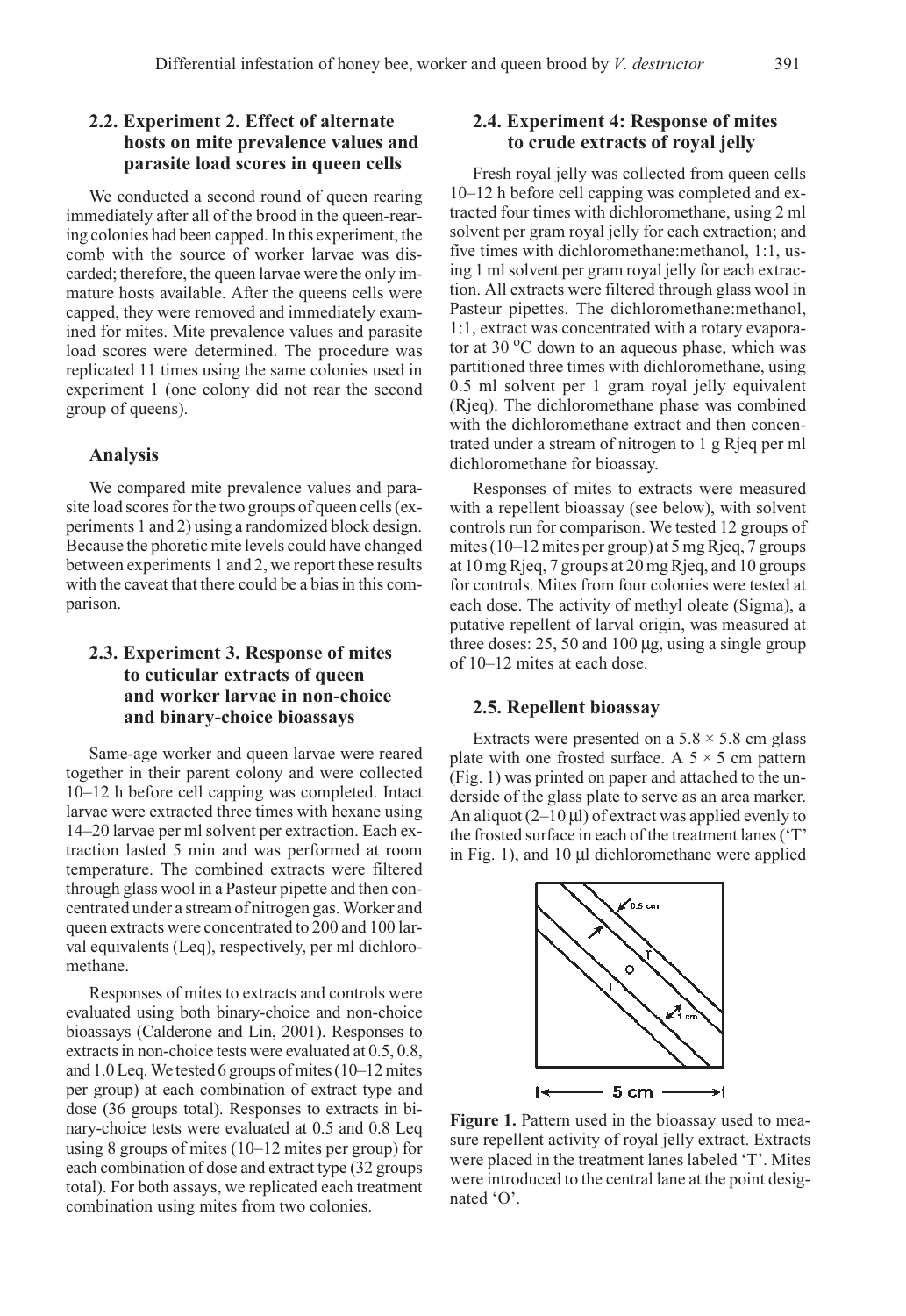### 2.2. Experiment 2. Effect of alternate hosts on mite prevalence values and parasite load scores in queen cells

We conducted a second round of queen rearing immediately after all of the brood in the queen-rearing colonies had been capped. In this experiment, the comb with the source of worker larvae was discarded; therefore, the queen larvae were the only immature hosts available. After the queens cells were capped, they were removed and immediately examined for mites. Mite prevalence values and parasite load scores were determined. The procedure was replicated 11 times using the same colonies used in experiment 1 (one colony did not rear the second group of queens).

#### Analysis

We compared mite prevalence values and parasite load scores for the two groups of queen cells (experiments 1 and 2) using a randomized block design. Because the phoretic mite levels could have changed between experiments 1 and 2, we report these results with the caveat that there could be a bias in this comparison.

### 2.3. Experiment 3. Response of mites to cuticular extracts of queen and worker larvae in non-choice and binary-choice bioassays

Same-age worker and queen larvae were reared together in their parent colony and were collected 10–12 h before cell capping was completed. Intact larvae were extracted three times with hexane using 14–20 larvae per ml solvent per extraction. Each extraction lasted 5 min and was performed at room temperature. The combined extracts were filtered through glass wool in a Pasteur pipette and then concentrated under a stream of nitrogen gas. Worker and queen extracts were concentrated to 200 and 100 larval equivalents (Leq), respectively, per ml dichloromethane.

Responses of mites to extracts and controls were evaluated using both binary-choice and non-choice bioassays (Calderone and Lin, 2001). Responses to extracts in non-choice tests were evaluated at 0.5, 0.8, and 1.0 Leq. We tested 6 groups of mites (10–12 mites per group) at each combination of extract type and dose (36 groups total). Responses to extracts in binary-choice tests were evaluated at 0.5 and 0.8 Leq using 8 groups of mites (10–12 mites per group) for each combination of dose and extract type (32 groups total). For both assays, we replicated each treatment combination using mites from two colonies.

### 2.4. Experiment 4: Response of mites to crude extracts of royal jelly

Fresh royal jelly was collected from queen cells 10–12 h before cell capping was completed and extracted four times with dichloromethane, using 2 ml solvent per gram royal jelly for each extraction; and five times with dichloromethane:methanol, 1:1, using 1 ml solvent per gram royal jelly for each extraction. All extracts were filtered through glass wool in Pasteur pipettes. The dichloromethane:methanol, 1:1, extract was concentrated with a rotary evaporator at 30 °C down to an aqueous phase, which was partitioned three times with dichloromethane, using 0.5 ml solvent per 1 gram royal jelly equivalent (Rjeq). The dichloromethane phase was combined with the dichloromethane extract and then concentrated under a stream of nitrogen to 1 g Rjeq per ml dichloromethane for bioassay.

Responses of mites to extracts were measured with a repellent bioassay (see below), with solvent controls run for comparison. We tested 12 groups of mites (10–12 mites per group) at 5 mg Rjeq, 7 groups at 10 mg Rjeq, 7 groups at 20 mg Rjeq, and 10 groups for controls. Mites from four colonies were tested at each dose. The activity of methyl oleate (Sigma), a putative repellent of larval origin, was measured at three doses: 25, 50 and 100 μg, using a single group of 10–12 mites at each dose.

### 2.5. Repellent bioassay

Extracts were presented on a 5.8 × 5.8 cm glass plate with one frosted surface. A 5 × 5 cm pattern (Fig. 1) was printed on paper and attached to the underside of the glass plate to serve as an area marker. An aliquot (2–10 μl) of extract was applied evenly to the frosted surface in each of the treatment lanes ('T' in Fig. 1), and 10 μl dichloromethane were applied

**Figure 1.** Pattern used in the bioassay used to measure repellent activity of royal jelly extract. Extracts were placed in the treatment lanes labeled 'T'. Mites were introduced to the central lane at the point designated 'O'.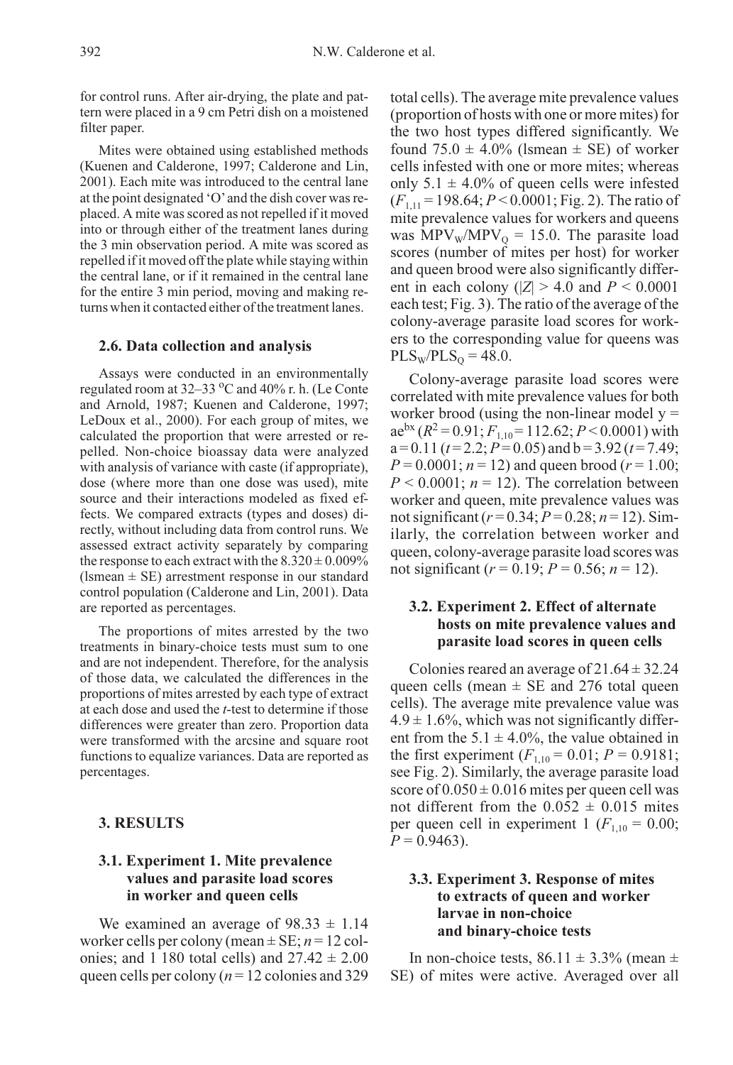for control runs. After air-drying, the plate and pattern were placed in a 9 cm Petri dish on a moistened filter paper.

Mites were obtained using established methods (Kuenen and Calderone, 1997; Calderone and Lin, 2001). Each mite was introduced to the central lane at the point designated 'O' and the dish cover was replaced. A mite was scored as not repelled if it moved into or through either of the treatment lanes during the 3 min observation period. A mite was scored as repelled if it moved off the plate while staying within the central lane, or if it remained in the central lane for the entire 3 min period, moving and making returns when it contacted either of the treatment lanes.

### 2.6. Data collection and analysis

Assays were conducted in an environmentally regulated room at 32–33 °C and 40% r. h. (Le Conte and Arnold, 1987; Kuenen and Calderone, 1997; LeDoux et al., 2000). For each group of mites, we calculated the proportion that were arrested or repelled. Non-choice bioassay data were analyzed with analysis of variance with caste (if appropriate), dose (where more than one dose was used), mite source and their interactions modeled as fixed effects. We compared extracts (types and doses) directly, without including data from control runs. We assessed extract activity separately by comparing the response to each extract with the 8.320 ± 0.009% (lsmean ± SE) arrestment response in our standard control population (Calderone and Lin, 2001). Data are reported as percentages.

The proportions of mites arrested by the two treatments in binary-choice tests must sum to one and are not independent. Therefore, for the analysis of those data, we calculated the differences in the proportions of mites arrested by each type of extract at each dose and used the *t*-test to determine if those differences were greater than zero. Proportion data were transformed with the arcsine and square root functions to equalize variances. Data are reported as percentages.

## 3. RESULTS

### 3.1. Experiment 1. Mite prevalence values and parasite load scores in worker and queen cells

We examined an average of 98.33 ± 1.14 worker cells per colony (mean ± SE; $n = 12$ colonies; and 1 180 total cells) and 27.42 ± 2.00 queen cells per colony ($n = 12$ colonies and 329 total cells). The average mite prevalence values (proportion of hosts with one or more mites) for the two host types differed significantly. We found 75.0 ± 4.0% (lsmean ± SE) of worker cells infested with one or more mites; whereas only 5.1 ± 4.0% of queen cells were infested ($F_{1,11} = 198.64$; $P < 0.0001$; Fig. 2). The ratio of mite prevalence values for workers and queens was $MPV_W/MPV_Q = 15.0$. The parasite load scores (number of mites per host) for worker and queen brood were also significantly different in each colony ($|Z| > 4.0$ and $P < 0.0001$ each test; Fig. 3). The ratio of the average of the colony-average parasite load scores for workers to the corresponding value for queens was $PLS_W/PLS_Q = 48.0$.

Colony-average parasite load scores were correlated with mite prevalence values for both worker brood (using the non-linear model $y = ae^{bx}$ ($R^2 = 0.91$; $F_{1,10} = 112.62$; $P < 0.0001$) with $a = 0.11$ ($t = 2.2$; $P = 0.05$) and $b = 3.92$ ($t = 7.49$; $P = 0.0001$; $n = 12$) and queen brood ($r = 1.00$; $P < 0.0001$; $n = 12$). The correlation between worker and queen, mite prevalence values was not significant ($r = 0.34$; $P = 0.28$; $n = 12$). Similarly, the correlation between worker and queen, colony-average parasite load scores was not significant ($r = 0.19$; $P = 0.56$; $n = 12$).

### 3.2. Experiment 2. Effect of alternate hosts on mite prevalence values and parasite load scores in queen cells

Colonies reared an average of 21.64 ± 32.24 queen cells (mean ± SE and 276 total queen cells). The average mite prevalence value was 4.9 ± 1.6%, which was not significantly different from the 5.1 ± 4.0%, the value obtained in the first experiment ($F_{1,10} = 0.01$; $P = 0.9181$; see Fig. 2). Similarly, the average parasite load score of 0.050 ± 0.016 mites per queen cell was not different from the 0.052 ± 0.015 mites per queen cell in experiment 1 ($F_{1,10} = 0.00$; $P = 0.9463$).

### 3.3. Experiment 3. Response of mites to extracts of queen and worker larvae in non-choice and binary-choice tests

In non-choice tests, 86.11 ± 3.3% (mean ± SE) of mites were active. Averaged over all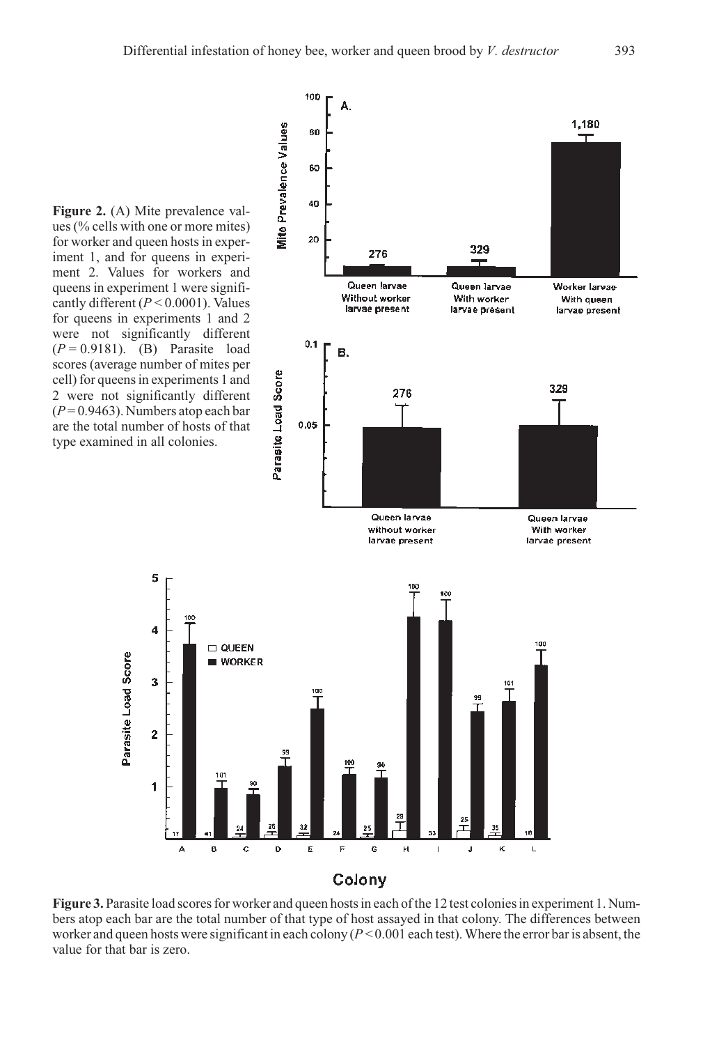**Figure 2.** (A) Mite prevalence values (% cells with one or more mites) for worker and queen hosts in experiment 1, and for queens in experiment 2. Values for workers and queens in experiment 1 were significantly different ($P < 0.0001$). Values for queens in experiments 1 and 2 were not significantly different ($P = 0.9181$). (B) Parasite load scores (average number of mites per cell) for queens in experiments 1 and 2 were not significantly different ($P = 0.9463$). Numbers atop each bar are the total number of hosts of that type examined in all colonies.

**Figure 3.** Parasite load scores for worker and queen hosts in each of the 12 test colonies in experiment 1. Numbers atop each bar are the total number of that type of host assayed in that colony. The differences between worker and queen hosts were significant in each colony ($P < 0.001$ each test). Where the error bar is absent, the value for that bar is zero.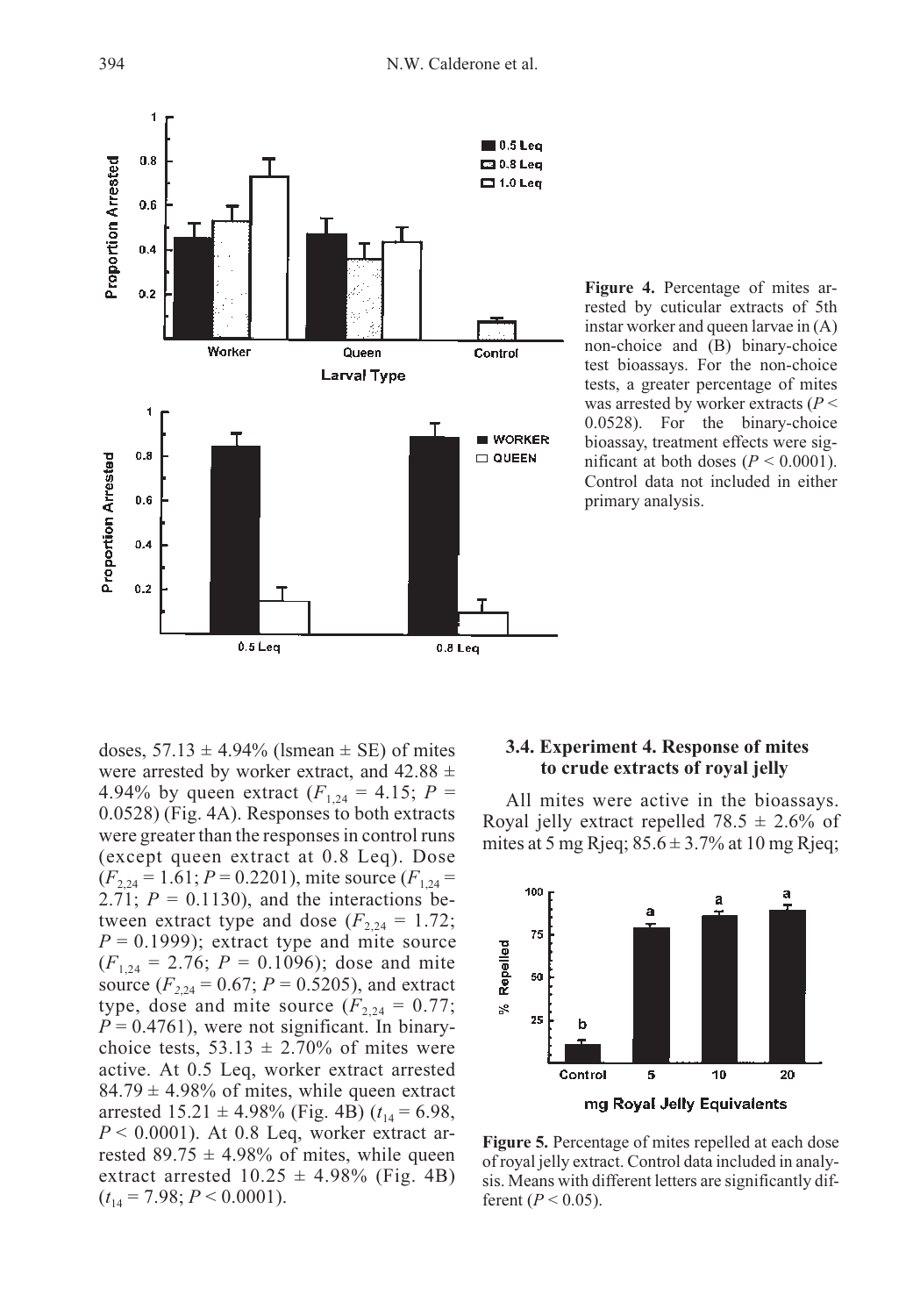**Figure 4.** Percentage of mites arrested by cuticular extracts of 5th instar worker and queen larvae in (A) non-choice and (B) binary-choice test bioassays. For the non-choice tests, a greater percentage of mites was arrested by worker extracts ($P < 0.0528$). For the binary-choice bioassay, treatment effects were significant at both doses ($P < 0.0001$). Control data not included in either primary analysis.

doses, 57.13 ± 4.94% (lsmean ± SE) of mites were arrested by worker extract, and 42.88 ± 4.94% by queen extract ($F_{1,24} = 4.15$; $P = 0.0528$) (Fig. 4A). Responses to both extracts were greater than the responses in control runs (except queen extract at 0.8 Leq). Dose ($F_{2,24} = 1.61$; $P = 0.2201$), mite source ($F_{1,24} = 2.71$; $P = 0.1130$), and the interactions between extract type and dose ($F_{2,24} = 1.72$; $P = 0.1999$); extract type and mite source ($F_{1,24} = 2.76$; $P = 0.1096$); dose and mite source ($F_{2,24} = 0.67$; $P = 0.5205$), and extract type, dose and mite source ($F_{2,24} = 0.77$; $P = 0.4761$), were not significant. In binary-choice tests, 53.13 ± 2.70% of mites were active. At 0.5 Leq, worker extract arrested 84.79 ± 4.98% of mites, while queen extract arrested 15.21 ± 4.98% (Fig. 4B) ($t_{14} = 6.98$, $P < 0.0001$). At 0.8 Leq, worker extract arrested 89.75 ± 4.98% of mites, while queen extract arrested 10.25 ± 4.98% (Fig. 4B) ($t_{14} = 7.98$; $P < 0.0001$).

### 3.4. Experiment 4. Response of mites to crude extracts of royal jelly

All mites were active in the bioassays. Royal jelly extract repelled 78.5 ± 2.6% of mites at 5 mg Rjeq; 85.6 ± 3.7% at 10 mg Rjeq;

**Figure 5.** Percentage of mites repelled at each dose of royal jelly extract. Control data included in analysis. Means with different letters are significantly different ($P < 0.05$).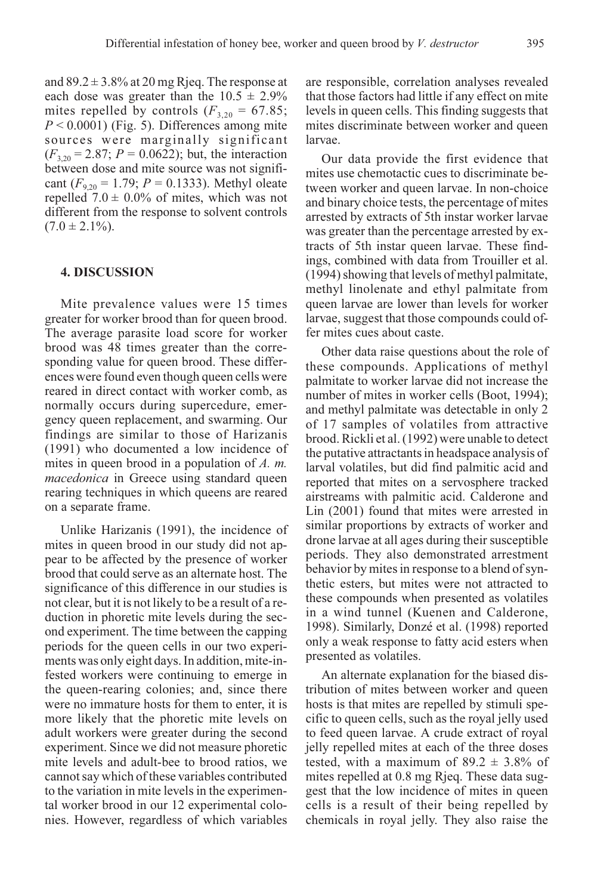and 89.2 ± 3.8% at 20 mg Rjeq. The response at each dose was greater than the 10.5 ± 2.9% mites repelled by controls ($F_{3,20}$ = 67.85; $P$ < 0.0001) (Fig. 5). Differences among mite sources were marginally significant ($F_{3,20}$ = 2.87; $P$ = 0.0622); but, the interaction between dose and mite source was not significant ($F_{9,20}$ = 1.79; $P$ = 0.1333). Methyl oleate repelled 7.0 ± 0.0% of mites, which was not different from the response to solvent controls (7.0 ± 2.1%).

## 4. DISCUSSION

Mite prevalence values were 15 times greater for worker brood than for queen brood. The average parasite load score for worker brood was 48 times greater than the corresponding value for queen brood. These differences were found even though queen cells were reared in direct contact with worker comb, as normally occurs during supercedure, emergency queen replacement, and swarming. Our findings are similar to those of Harizanis (1991) who documented a low incidence of mites in queen brood in a population of *A. m. macedonica* in Greece using standard queen rearing techniques in which queens are reared on a separate frame.

Unlike Harizanis (1991), the incidence of mites in queen brood in our study did not appear to be affected by the presence of worker brood that could serve as an alternate host. The significance of this difference in our studies is not clear, but it is not likely to be a result of a reduction in phoretic mite levels during the second experiment. The time between the capping periods for the queen cells in our two experiments was only eight days. In addition, mite-infested workers were continuing to emerge in the queen-rearing colonies; and, since there were no immature hosts for them to enter, it is more likely that the phoretic mite levels on adult workers were greater during the second experiment. Since we did not measure phoretic mite levels and adult-bee to brood ratios, we cannot say which of these variables contributed to the variation in mite levels in the experimental worker brood in our 12 experimental colonies. However, regardless of which variables are responsible, correlation analyses revealed that those factors had little if any effect on mite levels in queen cells. This finding suggests that mites discriminate between worker and queen larvae.

Our data provide the first evidence that mites use chemotactic cues to discriminate between worker and queen larvae. In non-choice and binary choice tests, the percentage of mites arrested by extracts of 5th instar worker larvae was greater than the percentage arrested by extracts of 5th instar queen larvae. These findings, combined with data from Trouiller et al. (1994) showing that levels of methyl palmitate, methyl linolenate and ethyl palmitate from queen larvae are lower than levels for worker larvae, suggest that those compounds could offer mites cues about caste.

Other data raise questions about the role of these compounds. Applications of methyl palmitate to worker larvae did not increase the number of mites in worker cells (Boot, 1994); and methyl palmitate was detectable in only 2 of 17 samples of volatiles from attractive brood. Rickli et al. (1992) were unable to detect the putative attractants in headspace analysis of larval volatiles, but did find palmitic acid and reported that mites on a servosphere tracked airstreams with palmitic acid. Calderone and Lin (2001) found that mites were arrested in similar proportions by extracts of worker and drone larvae at all ages during their susceptible periods. They also demonstrated arrestment behavior by mites in response to a blend of synthetic esters, but mites were not attracted to these compounds when presented as volatiles in a wind tunnel (Kuenen and Calderone, 1998). Similarly, Donzé et al. (1998) reported only a weak response to fatty acid esters when presented as volatiles.

An alternate explanation for the biased distribution of mites between worker and queen hosts is that mites are repelled by stimuli specific to queen cells, such as the royal jelly used to feed queen larvae. A crude extract of royal jelly repelled mites at each of the three doses tested, with a maximum of 89.2 ± 3.8% of mites repelled at 0.8 mg Rjeq. These data suggest that the low incidence of mites in queen cells is a result of their being repelled by chemicals in royal jelly. They also raise the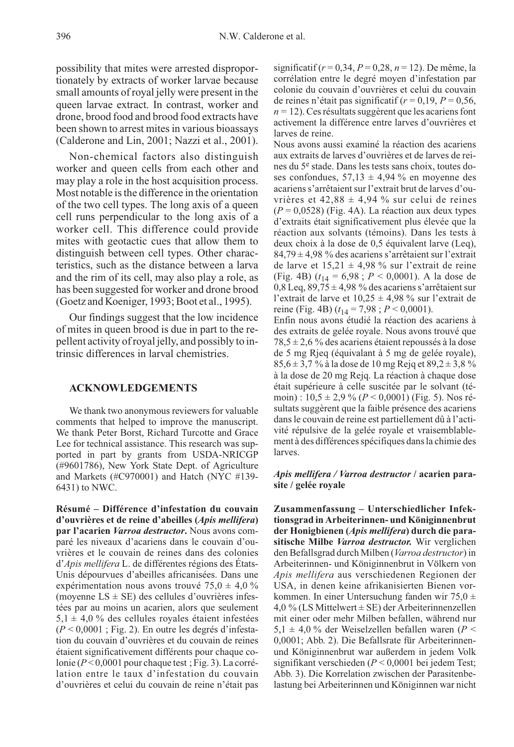possibility that mites were arrested disproportionately by extracts of worker larvae because small amounts of royal jelly were present in the queen larvae extract. In contrast, worker and drone, brood food and brood food extracts have been shown to arrest mites in various bioassays (Calderone and Lin, 2001; Nazzi et al., 2001).

Non-chemical factors also distinguish worker and queen cells from each other and may play a role in the host acquisition process. Most notable is the difference in the orientation of the two cell types. The long axis of a queen cell runs perpendicular to the long axis of a worker cell. This difference could provide mites with geotactic cues that allow them to distinguish between cell types. Other characteristics, such as the distance between a larva and the rim of its cell, may also play a role, as has been suggested for worker and drone brood (Goetz and Koeniger, 1993; Boot et al., 1995).

Our findings suggest that the low incidence of mites in queen brood is due in part to the repellent activity of royal jelly, and possibly to intrinsic differences in larval chemistries.

## ACKNOWLEDGEMENTS

We thank two anonymous reviewers for valuable comments that helped to improve the manuscript. We thank Peter Borst, Richard Turcotte and Grace Lee for technical assistance. This research was supported in part by grants from USDA-NRICGP (#9601786), New York State Dept. of Agriculture and Markets (#C970001) and Hatch (NYC #139-6431) to NWC.

**Résumé – Différence d'infestation du couvain d'ouvrières et de reine d'abeilles (*Apis mellifera*) par l'acarien *Varroa destructor*.** Nous avons comparé les niveaux d'acariens dans le couvain d'ouvrières et le couvain de reines dans des colonies d'*Apis mellifera* L. de différentes régions des États-Unis dépourvues d'abeilles africanisées. Dans une expérimentation nous avons trouvé 75,0 ± 4,0 % (moyenne LS ± SE) des cellules d'ouvrières infestées par au moins un acarien, alors que seulement 5,1 ± 4,0 % des cellules royales étaient infestées ($P < 0{,}0001$ ; Fig. 2). En outre les degrés d'infestation du couvain d'ouvrières et du couvain de reines étaient significativement différents pour chaque colonie ($P < 0{,}0001$ pour chaque test ; Fig. 3). La corrélation entre le taux d'infestation du couvain d'ouvrières et celui du couvain de reine n'était pas significatif ($r = 0{,}34$, $P = 0{,}28$, $n = 12$). De même, la corrélation entre le degré moyen d'infestation par colonie du couvain d'ouvrières et celui du couvain de reines n'était pas significatif ($r = 0{,}19$, $P = 0{,}56$, $n = 12$). Ces résultats suggèrent que les acariens font activement la différence entre larves d'ouvrières et larves de reine.

Nous avons aussi examiné la réaction des acariens aux extraits de larves d'ouvrières et de larves de reines du 5[e] stade. Dans les tests sans choix, toutes doses confondues, 57,13 ± 4,94 % en moyenne des acariens s'arrêtaient sur l'extrait brut de larves d'ouvrières et 42,88 ± 4,94 % sur celui de reines ($P = 0{,}0528$) (Fig. 4A). La réaction aux deux types d'extraits était significativement plus élevée que la réaction aux solvants (témoins). Dans les tests à deux choix à la dose de 0,5 équivalent larve (Leq), 84,79 ± 4,98 % des acariens s'arrêtaient sur l'extrait de larve et 15,21 ± 4,98 % sur l'extrait de reine (Fig. 4B) ($t_{14} = 6{,}98$ ; $P < 0{,}0001$). A la dose de 0,8 Leq, 89,75 ± 4,98 % des acariens s'arrêtaient sur l'extrait de larve et 10,25 ± 4,98 % sur l'extrait de reine (Fig. 4B) ($t_{14} = 7{,}98$ ; $P < 0{,}0001$).

Enfin nous avons étudié la réaction des acariens à des extraits de gelée royale. Nous avons trouvé que 78,5 ± 2,6 % des acariens étaient repoussés à la dose de 5 mg Rjeq (équivalant à 5 mg de gelée royale), 85,6 ± 3,7 % à la dose de 10 mg Rejq et 89,2 ± 3,8 % à la dose de 20 mg Rejq. La réaction à chaque dose était supérieure à celle suscitée par le solvant (témoin) : 10,5 ± 2,9 % ($P < 0{,}0001$) (Fig. 5). Nos résultats suggèrent que la faible présence des acariens dans le couvain de reine est partiellement dû à l'activité répulsive de la gelée royale et vraisemblablement à des différences spécifiques dans la chimie des larves.

***Apis mellifera / Varroa destructor* / acarien parasite / gelée royale**

**Zusammenfassung – Unterschiedlicher Infektionsgrad in Arbeiterinnen- und Königinnenbrut der Honigbienen (*Apis mellifera*) durch die parasitische Milbe *Varroa destructor.*** Wir verglichen den Befallsgrad durch Milben (*Varroa destructor*) in Arbeiterinnen- und Königinnenbrut in Völkern von *Apis mellifera* aus verschiedenen Regionen der USA, in denen keine afrikanisierten Bienen vorkommen. In einer Untersuchung fanden wir 75,0 ± 4,0 % (LS Mittelwert ± SE) der Arbeiterinnenzellen mit einer oder mehr Milben befallen, während nur 5,1 ± 4,0 % der Weiselzellen befallen waren ($P < 0{,}0001$; Abb. 2). Die Befallsrate für Arbeiterinnen- und Königinnenbrut war außerdem in jedem Volk signifikant verschieden ($P < 0{,}0001$ bei jedem Test; Abb. 3). Die Korrelation zwischen der Parasitenbelastung bei Arbeiterinnen und Königinnen war nicht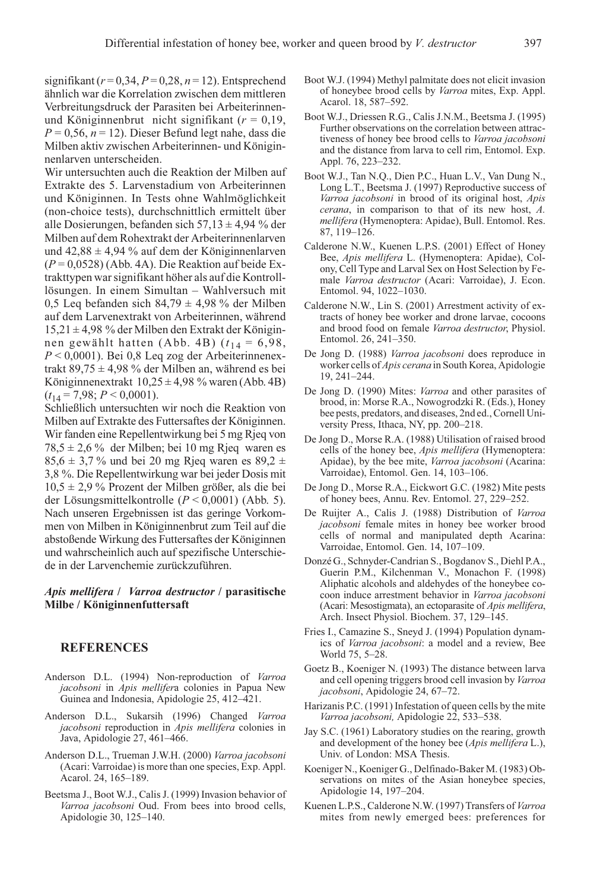signifikant ($r = 0{,}34$, $P = 0{,}28$, $n = 12$). Entsprechend ähnlich war die Korrelation zwischen dem mittleren Verbreitungsdruck der Parasiten bei Arbeiterinnen- und Königinnenbrut nicht signifikant ($r = 0{,}19$, $P = 0{,}56$, $n = 12$). Dieser Befund legt nahe, dass die Milben aktiv zwischen Arbeiterinnen- und Königinnenlarven unterscheiden.

Wir untersuchten auch die Reaktion der Milben auf Extrakte des 5. Larvenstadium von Arbeiterinnen und Königinnen. In Tests ohne Wahlmöglichkeit (non-choice tests), durchschnittlich ermittelt über alle Dosierungen, befanden sich 57,13 ± 4,94 % der Milben auf dem Rohextrakt der Arbeiterinnenlarven und 42,88 ± 4,94 % auf dem der Königinnenlarven ($P = 0{,}0528$) (Abb. 4A). Die Reaktion auf beide Extrakttypen war signifikant höher als auf die Kontrolllösungen. In einem Simultan – Wahlversuch mit 0,5 Leq befanden sich 84,79 ± 4,98 % der Milben auf dem Larvenextrakt von Arbeiterinnen, während 15,21 ± 4,98 % der Milben den Extrakt der Königinnen gewählt hatten (Abb. 4B) ($t_{14} = 6{,}98$, $P < 0{,}0001$). Bei 0,8 Leq zog der Arbeiterinnenextrakt 89,75 ± 4,98 % der Milben an, während es bei Königinnenextrakt 10,25 ± 4,98 % waren (Abb. 4B) ($t_{14} = 7{,}98$; $P < 0{,}0001$).

Schließlich untersuchten wir noch die Reaktion von Milben auf Extrakte des Futtersaftes der Königinnen. Wir fanden eine Repellentwirkung bei 5 mg Rjeq von 78,5 ± 2,6 % der Milben; bei 10 mg Rjeq waren es 85,6 ± 3,7 % und bei 20 mg Rjeq waren es 89,2 ± 3,8 %. Die Repellentwirkung war bei jeder Dosis mit 10,5 ± 2,9 % Prozent der Milben größer, als die bei der Lösungsmittelkontrolle ($P < 0{,}0001$) (Abb. 5). Nach unseren Ergebnissen ist das geringe Vorkommen von Milben in Königinnenbrut zum Teil auf die abstoßende Wirkung des Futtersaftes der Königinnen und wahrscheinlich auch auf spezifische Unterschiede in der Larvenchemie zurückzuführen.

***Apis mellifera* / *Varroa destructor* / parasitische Milbe / Königinnenfuttersaft**

## REFERENCES

Anderson D.L. (1994) Non-reproduction of *Varroa jacobsoni* in *Apis mellifera* colonies in Papua New Guinea and Indonesia, Apidologie 25, 412–421.

Anderson D.L., Sukarsih (1996) Changed *Varroa jacobsoni* reproduction in *Apis mellifera* colonies in Java, Apidologie 27, 461–466.

Anderson D.L., Trueman J.W.H. (2000) *Varroa jacobsoni* (Acari: Varroidae) is more than one species, Exp. Appl. Acarol. 24, 165–189.

Beetsma J., Boot W.J., Calis J. (1999) Invasion behavior of *Varroa jacobsoni* Oud. From bees into brood cells, Apidologie 30, 125–140.

Boot W.J. (1994) Methyl palmitate does not elicit invasion of honeybee brood cells by *Varroa* mites, Exp. Appl. Acarol. 18, 587–592.

Boot W.J., Driessen R.G., Calis J.N.M., Beetsma J. (1995) Further observations on the correlation between attractiveness of honey bee brood cells to *Varroa jacobsoni* and the distance from larva to cell rim, Entomol. Exp. Appl. 76, 223–232.

Boot W.J., Tan N.Q., Dien P.C., Huan L.V., Van Dung N., Long L.T., Beetsma J. (1997) Reproductive success of *Varroa jacobsoni* in brood of its original host, *Apis cerana*, in comparison to that of its new host, *A. mellifera* (Hymenoptera: Apidae), Bull. Entomol. Res. 87, 119–126.

Calderone N.W., Kuenen L.P.S. (2001) Effect of Honey Bee, *Apis mellifera* L. (Hymenoptera: Apidae), Colony, Cell Type and Larval Sex on Host Selection by Female *Varroa destructor* (Acari: Varroidae), J. Econ. Entomol. 94, 1022–1030.

Calderone N.W., Lin S. (2001) Arrestment activity of extracts of honey bee worker and drone larvae, cocoons and brood food on female *Varroa destructor*, Physiol. Entomol. 26, 241–350.

De Jong D. (1988) *Varroa jacobsoni* does reproduce in worker cells of *Apis cerana* in South Korea, Apidologie 19, 241–244.

De Jong D. (1990) Mites: *Varroa* and other parasites of brood, in: Morse R.A., Nowogrodzki R. (Eds.), Honey bee pests, predators, and diseases, 2nd ed., Cornell University Press, Ithaca, NY, pp. 200–218.

De Jong D., Morse R.A. (1988) Utilisation of raised brood cells of the honey bee, *Apis mellifera* (Hymenoptera: Apidae), by the bee mite, *Varroa jacobsoni* (Acarina: Varroidae), Entomol. Gen. 14, 103–106.

De Jong D., Morse R.A., Eickwort G.C. (1982) Mite pests of honey bees, Annu. Rev. Entomol. 27, 229–252.

De Ruijter A., Calis J. (1988) Distribution of *Varroa jacobsoni* female mites in honey bee worker brood cells of normal and manipulated depth Acarina: Varroidae, Entomol. Gen. 14, 107–109.

Donzé G., Schnyder-Candrian S., Bogdanov S., Diehl P.A., Guerin P.M., Kilchenman V., Monachon F. (1998) Aliphatic alcohols and aldehydes of the honeybee cocoon induce arrestment behavior in *Varroa jacobsoni* (Acari: Mesostigmata), an ectoparasite of *Apis mellifera*, Arch. Insect Physiol. Biochem. 37, 129–145.

Fries I., Camazine S., Sneyd J. (1994) Population dynamics of *Varroa jacobsoni*: a model and a review, Bee World 75, 5–28.

Goetz B., Koeniger N. (1993) The distance between larva and cell opening triggers brood cell invasion by *Varroa jacobsoni*, Apidologie 24, 67–72.

Harizanis P.C. (1991) Infestation of queen cells by the mite *Varroa jacobsoni,* Apidologie 22, 533–538.

Jay S.C. (1961) Laboratory studies on the rearing, growth and development of the honey bee (*Apis mellifera* L.), Univ. of London: MSA Thesis.

Koeniger N., Koeniger G., Delfinado-Baker M. (1983) Observations on mites of the Asian honeybee species, Apidologie 14, 197–204.

Kuenen L.P.S., Calderone N.W. (1997) Transfers of *Varroa* mites from newly emerged bees: preferences for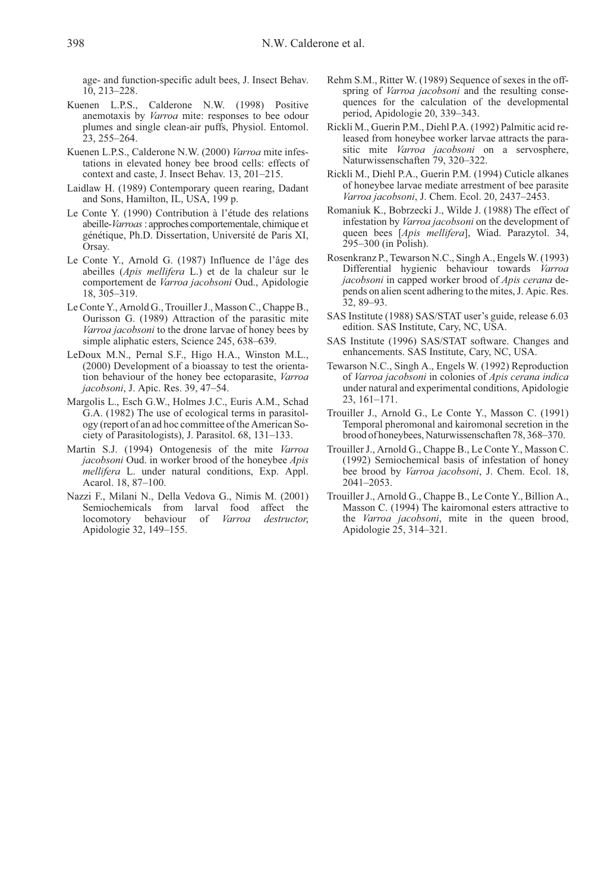age- and function-specific adult bees, J. Insect Behav. 10, 213–228.

Kuenen L.P.S., Calderone N.W. (1998) Positive anemotaxis by *Varroa* mite: responses to bee odour plumes and single clean-air puffs, Physiol. Entomol. 23, 255–264.

Kuenen L.P.S., Calderone N.W. (2000) *Varroa* mite infestations in elevated honey bee brood cells: effects of context and caste, J. Insect Behav. 13, 201–215.

Laidlaw H. (1989) Contemporary queen rearing, Dadant and Sons, Hamilton, IL, USA, 199 p.

Le Conte Y. (1990) Contribution à l'étude des relations abeille-*Varroas* : approches comportementale, chimique et génétique, Ph.D. Dissertation, Université de Paris XI, Orsay.

Le Conte Y., Arnold G. (1987) Influence de l'âge des abeilles (*Apis mellifera* L.) et de la chaleur sur le comportement de *Varroa jacobsoni* Oud., Apidologie 18, 305–319.

Le Conte Y., Arnold G., Trouiller J., Masson C., Chappe B., Ourisson G. (1989) Attraction of the parasitic mite *Varroa jacobsoni* to the drone larvae of honey bees by simple aliphatic esters, Science 245, 638–639.

LeDoux M.N., Pernal S.F., Higo H.A., Winston M.L., (2000) Development of a bioassay to test the orientation behaviour of the honey bee ectoparasite, *Varroa jacobsoni*, J. Apic. Res. 39, 47–54.

Margolis L., Esch G.W., Holmes J.C., Euris A.M., Schad G.A. (1982) The use of ecological terms in parasitology (report of an ad hoc committee of the American Society of Parasitologists), J. Parasitol. 68, 131–133.

Martin S.J. (1994) Ontogenesis of the mite *Varroa jacobsoni* Oud. in worker brood of the honeybee *Apis mellifera* L. under natural conditions, Exp. Appl. Acarol. 18, 87–100.

Nazzi F., Milani N., Della Vedova G., Nimis M. (2001) Semiochemicals from larval food affect the locomotory behaviour of *Varroa destructor*, Apidologie 32, 149–155.

Rehm S.M., Ritter W. (1989) Sequence of sexes in the offspring of *Varroa jacobsoni* and the resulting consequences for the calculation of the developmental period, Apidologie 20, 339–343.

Rickli M., Guerin P.M., Diehl P.A. (1992) Palmitic acid released from honeybee worker larvae attracts the parasitic mite *Varroa jacobsoni* on a servosphere, Naturwissenschaften 79, 320–322.

Rickli M., Diehl P.A., Guerin P.M. (1994) Cuticle alkanes of honeybee larvae mediate arrestment of bee parasite *Varroa jacobsoni*, J. Chem. Ecol. 20, 2437–2453.

Romaniuk K., Bobrzecki J., Wilde J. (1988) The effect of infestation by *Varroa jacobsoni* on the development of queen bees [*Apis mellifera*], Wiad. Parazytol. 34, 295–300 (in Polish).

Rosenkranz P., Tewarson N.C., Singh A., Engels W. (1993) Differential hygienic behaviour towards *Varroa jacobsoni* in capped worker brood of *Apis cerana* depends on alien scent adhering to the mites, J. Apic. Res. 32, 89–93.

SAS Institute (1988) SAS/STAT user's guide, release 6.03 edition. SAS Institute, Cary, NC, USA.

SAS Institute (1996) SAS/STAT software. Changes and enhancements. SAS Institute, Cary, NC, USA.

Tewarson N.C., Singh A., Engels W. (1992) Reproduction of *Varroa jacobsoni* in colonies of *Apis cerana indica* under natural and experimental conditions, Apidologie 23, 161–171.

Trouiller J., Arnold G., Le Conte Y., Masson C. (1991) Temporal pheromonal and kairomonal secretion in the brood of honeybees, Naturwissenschaften 78, 368–370.

Trouiller J., Arnold G., Chappe B., Le Conte Y., Masson C. (1992) Semiochemical basis of infestation of honey bee brood by *Varroa jacobsoni*, J. Chem. Ecol. 18, 2041–2053.

Trouiller J., Arnold G., Chappe B., Le Conte Y., Billion A., Masson C. (1994) The kairomonal esters attractive to the *Varroa jacobsoni*, mite in the queen brood, Apidologie 25, 314–321.